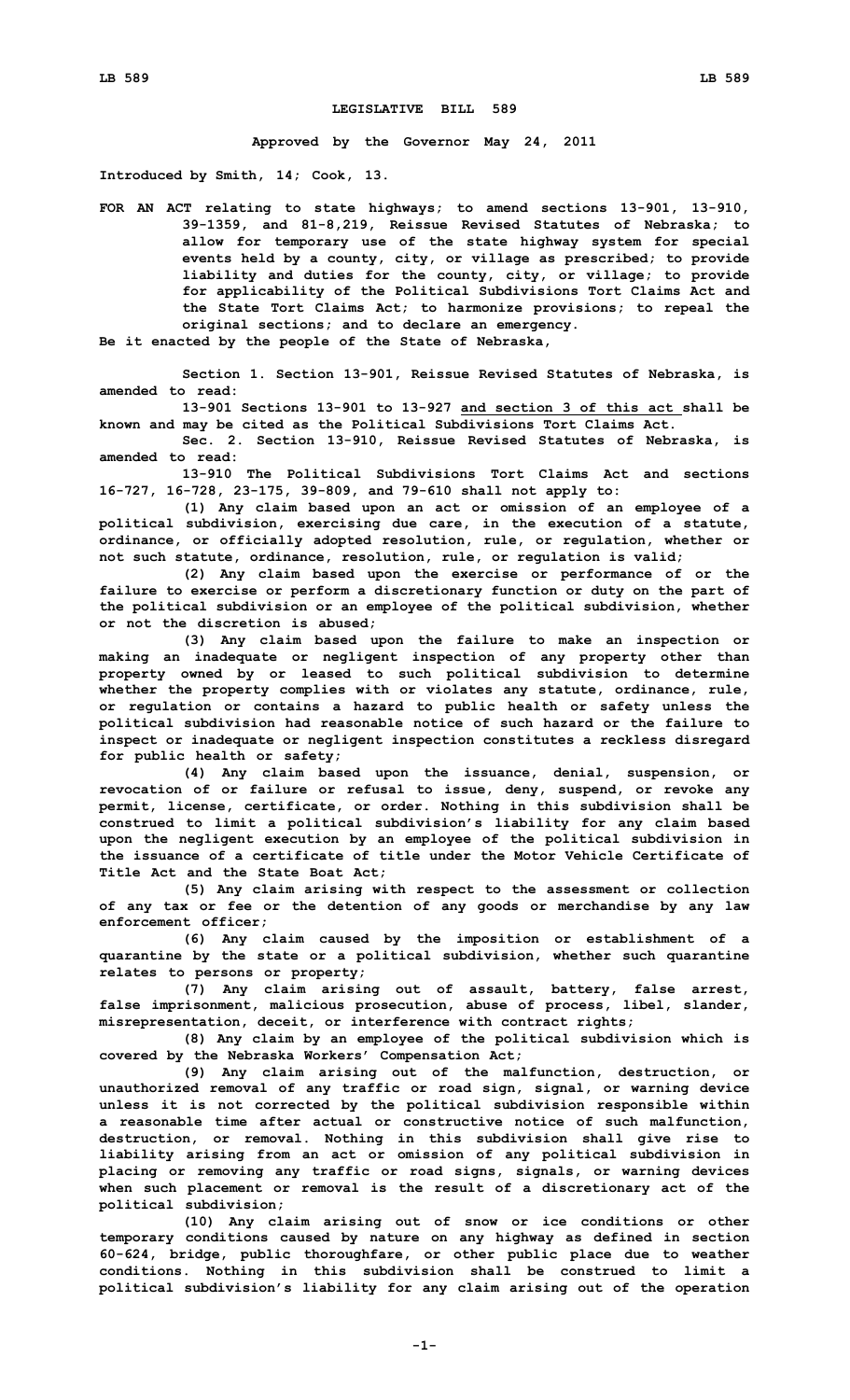# LEGISLATIVE BILL 589

**Approved by the Governor May 24, 2011**

**Introduced by Smith, 14; Cook, 13.**

**FOR AN ACT relating to state highways; to amend sections 13-901, 13-910, 39-1359, and 81-8,219, Reissue Revised Statutes of Nebraska; to allow for temporary use of the state highway system for special events held by a county, city, or village as prescribed; to provide liability and duties for the county, city, or village; to provide for applicability of the Political Subdivisions Tort Claims Act and the State Tort Claims Act; to harmonize provisions; to repeal the original sections; and to declare an emergency.**

**Be it enacted by the people of the State of Nebraska,**

**Section 1. Section 13-901, Reissue Revised Statutes of Nebraska, is amended to read:**

**13-901 Sections 13-901 to 13-927 and section 3 of this act shall be known and may be cited as the Political Subdivisions Tort Claims Act.**

**Sec. 2. Section 13-910, Reissue Revised Statutes of Nebraska, is amended to read:**

**13-910 The Political Subdivisions Tort Claims Act and sections 16-727, 16-728, 23-175, 39-809, and 79-610 shall not apply to:**

**(1) Any claim based upon an act or omission of an employee of a political subdivision, exercising due care, in the execution of a statute, ordinance, or officially adopted resolution, rule, or regulation, whether or not such statute, ordinance, resolution, rule, or regulation is valid;**

**(2) Any claim based upon the exercise or performance of or the failure to exercise or perform a discretionary function or duty on the part of the political subdivision or an employee of the political subdivision, whether or not the discretion is abused;**

**(3) Any claim based upon the failure to make an inspection or making an inadequate or negligent inspection of any property other than property owned by or leased to such political subdivision to determine whether the property complies with or violates any statute, ordinance, rule, or regulation or contains a hazard to public health or safety unless the political subdivision had reasonable notice of such hazard or the failure to inspect or inadequate or negligent inspection constitutes a reckless disregard for public health or safety;**

**(4) Any claim based upon the issuance, denial, suspension, or revocation of or failure or refusal to issue, deny, suspend, or revoke any permit, license, certificate, or order. Nothing in this subdivision shall be construed to limit a political subdivision's liability for any claim based upon the negligent execution by an employee of the political subdivision in the issuance of a certificate of title under the Motor Vehicle Certificate of Title Act and the State Boat Act;**

**(5) Any claim arising with respect to the assessment or collection of any tax or fee or the detention of any goods or merchandise by any law enforcement officer;**

**(6) Any claim caused by the imposition or establishment of a quarantine by the state or a political subdivision, whether such quarantine relates to persons or property;**

**(7) Any claim arising out of assault, battery, false arrest, false imprisonment, malicious prosecution, abuse of process, libel, slander, misrepresentation, deceit, or interference with contract rights;**

**(8) Any claim by an employee of the political subdivision which is covered by the Nebraska Workers' Compensation Act;**

**(9) Any claim arising out of the malfunction, destruction, or unauthorized removal of any traffic or road sign, signal, or warning device unless it is not corrected by the political subdivision responsible within a reasonable time after actual or constructive notice of such malfunction, destruction, or removal. Nothing in this subdivision shall give rise to liability arising from an act or omission of any political subdivision in placing or removing any traffic or road signs, signals, or warning devices when such placement or removal is the result of a discretionary act of the political subdivision;**

**(10) Any claim arising out of snow or ice conditions or other temporary conditions caused by nature on any highway as defined in section 60-624, bridge, public thoroughfare, or other public place due to weather conditions. Nothing in this subdivision shall be construed to limit a political subdivision's liability for any claim arising out of the operation**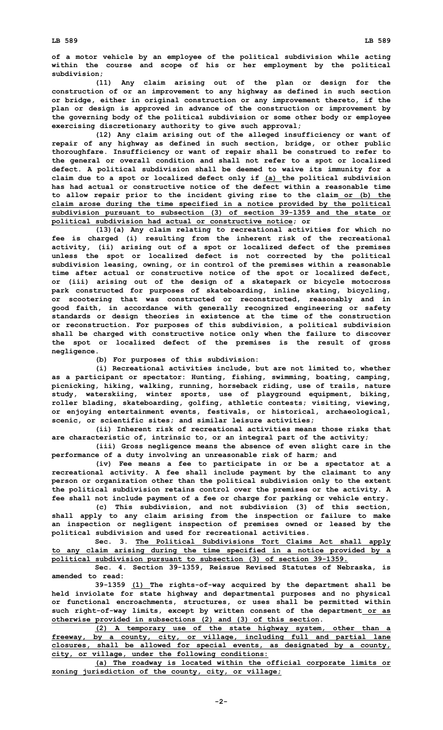of a motor vehicle by an employee of the political subdivision while acting within the course and scope of his or her employment by the political subdivision;

(11) Any claim arising out of the plan or design for the construction of or an improvement to any highway as defined in such section or bridge, either in original construction or any improvement thereto, if the plan or design is approved in advance of the construction or improvement by the governing body of the political subdivision or some other body or employee exercising discretionary authority to give such approval;

(12) Any claim arising out of the alleged insufficiency or want of repair of any highway as defined in such section, bridge, or other public thoroughfare. Insufficiency or want of repair shall be construed to refer to the general or overall condition and shall not refer to a spot or localized defect. A political subdivision shall be deemed to waive its immunity for a claim due to a spot or localized defect only if (a) the political subdivision has had actual or constructive notice of the defect within a reasonable time to allow repair prior to the incident giving rise to the claim or (b) the claim arose during the time specified in a notice provided by the political subdivision pursuant to subsection (3) of section 39-1359 and the state or political subdivision had actual or constructive notice; or

(13)(a) Any claim relating to recreational activities for which no fee is charged (i) resulting from the inherent risk of the recreational activity, (ii) arising out of a spot or localized defect of the premises unless the spot or localized defect is not corrected by the political subdivision leasing, owning, or in control of the premises within a reasonable time after actual or constructive notice of the spot or localized defect, or (iii) arising out of the design of a skatepark or bicycle motocross park constructed for purposes of skateboarding, inline skating, bicycling, or scootering that was constructed or reconstructed, reasonably and in good faith, in accordance with generally recognized engineering or safety standards or design theories in existence at the time of the construction or reconstruction. For purposes of this subdivision, a political subdivision shall be charged with constructive notice only when the failure to discover the spot or localized defect of the premises is the result of gross negligence.

(b) For purposes of this subdivision:

(i) Recreational activities include, but are not limited to, whether as a participant or spectator: Hunting, fishing, swimming, boating, camping, picnicking, hiking, walking, running, horseback riding, use of trails, nature study, waterskiing, winter sports, use of playground equipment, biking, roller blading, skateboarding, golfing, athletic contests; visiting, viewing, or enjoying entertainment events, festivals, or historical, archaeological, scenic, or scientific sites; and similar leisure activities;

(ii) Inherent risk of recreational activities means those risks that are characteristic of, intrinsic to, or an integral part of the activity;

(iii) Gross negligence means the absence of even slight care in the performance of a duty involving an unreasonable risk of harm; and

(iv) Fee means a fee to participate in or be a spectator at a recreational activity. A fee shall include payment by the claimant to any person or organization other than the political subdivision only to the extent the political subdivision retains control over the premises or the activity. A fee shall not include payment of a fee or charge for parking or vehicle entry.

(c) This subdivision, and not subdivision (3) of this section, shall apply to any claim arising from the inspection or failure to make an inspection or negligent inspection of premises owned or leased by the political subdivision and used for recreational activities.

Sec. 3. The Political Subdivisions Tort Claims Act shall apply to any claim arising during the time specified in a notice provided by a political subdivision pursuant to subsection (3) of section 39-1359.

Sec. 4. Section 39-1359, Reissue Revised Statutes of Nebraska, is amended to read:

39-1359 (1) The rights-of-way acquired by the department shall be held inviolate for state highway and departmental purposes and no physical or functional encroachments, structures, or uses shall be permitted within such right-of-way limits, except by written consent of the department or as otherwise provided in subsections (2) and (3) of this section.

(2) A temporary use of the state highway system, other than a freeway, by a county, city, or village, including full and partial lane closures, shall be allowed for special events, as designated by a county, city, or village, under the following conditions:

(a) The roadway is located within the official corporate limits or zoning jurisdiction of the county, city, or village;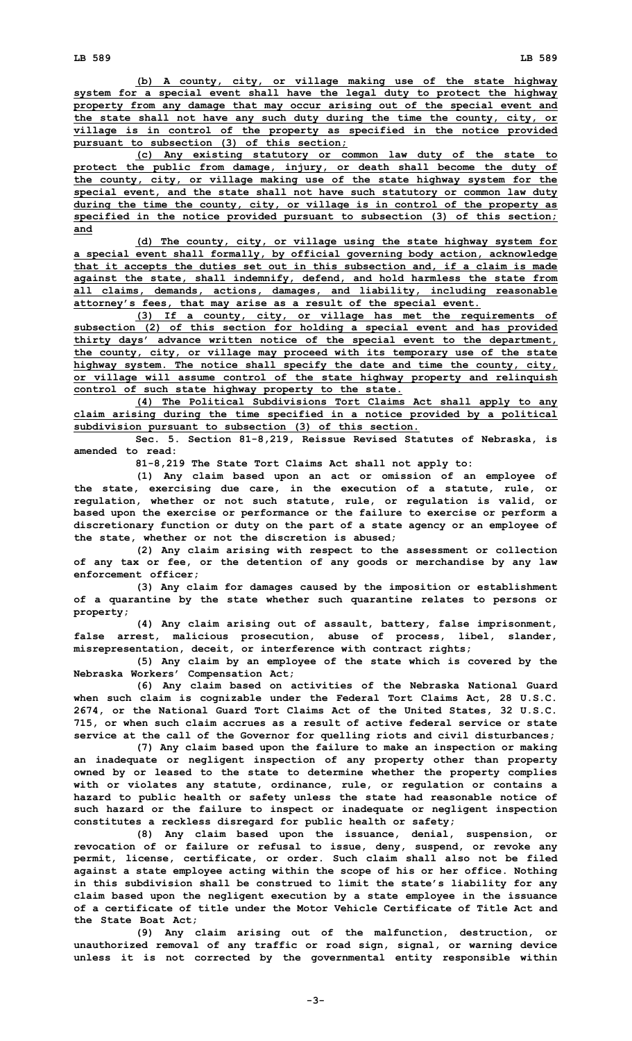(b) A county, city, or village making use of the state highway system for a special event shall have the legal duty to protect the highway property from any damage that may occur arising out of the special event and the state shall not have any such duty during the time the county, city, or village is in control of the property as specified in the notice provided pursuant to subsection (3) of this section;

(c) Any existing statutory or common law duty of the state to protect the public from damage, injury, or death shall become the duty of the county, city, or village making use of the state highway system for the special event, and the state shall not have such statutory or common law duty during the time the county, city, or village is in control of the property as specified in the notice provided pursuant to subsection (3) of this section; and

(d) The county, city, or village using the state highway system for a special event shall formally, by official governing body action, acknowledge that it accepts the duties set out in this subsection and, if a claim is made against the state, shall indemnify, defend, and hold harmless the state from all claims, demands, actions, damages, and liability, including reasonable attorney's fees, that may arise as a result of the special event.

(3) If a county, city, or village has met the requirements of subsection (2) of this section for holding a special event and has provided thirty days' advance written notice of the special event to the department, the county, city, or village may proceed with its temporary use of the state highway system. The notice shall specify the date and time the county, city, or village will assume control of the state highway property and relinquish control of such state highway property to the state.

(4) The Political Subdivisions Tort Claims Act shall apply to any claim arising during the time specified in a notice provided by a political subdivision pursuant to subsection (3) of this section.

Sec. 5. Section 81-8,219, Reissue Revised Statutes of Nebraska, is amended to read:

81-8,219 The State Tort Claims Act shall not apply to:

(1) Any claim based upon an act or omission of an employee of the state, exercising due care, in the execution of a statute, rule, or regulation, whether or not such statute, rule, or regulation is valid, or based upon the exercise or performance or the failure to exercise or perform a discretionary function or duty on the part of a state agency or an employee of the state, whether or not the discretion is abused;

(2) Any claim arising with respect to the assessment or collection of any tax or fee, or the detention of any goods or merchandise by any law enforcement officer;

(3) Any claim for damages caused by the imposition or establishment of a quarantine by the state whether such quarantine relates to persons or property;

(4) Any claim arising out of assault, battery, false imprisonment, false arrest, malicious prosecution, abuse of process, libel, slander, misrepresentation, deceit, or interference with contract rights;

(5) Any claim by an employee of the state which is covered by the Nebraska Workers' Compensation Act;

(6) Any claim based on activities of the Nebraska National Guard when such claim is cognizable under the Federal Tort Claims Act, 28 U.S.C. 2674, or the National Guard Tort Claims Act of the United States, 32 U.S.C. 715, or when such claim accrues as a result of active federal service or state service at the call of the Governor for quelling riots and civil disturbances;

(7) Any claim based upon the failure to make an inspection or making an inadequate or negligent inspection of any property other than property owned by or leased to the state to determine whether the property complies with or violates any statute, ordinance, rule, or regulation or contains a hazard to public health or safety unless the state had reasonable notice of such hazard or the failure to inspect or inadequate or negligent inspection constitutes a reckless disregard for public health or safety;

(8) Any claim based upon the issuance, denial, suspension, or revocation of or failure or refusal to issue, deny, suspend, or revoke any permit, license, certificate, or order. Such claim shall also not be filed against a state employee acting within the scope of his or her office. Nothing in this subdivision shall be construed to limit the state's liability for any claim based upon the negligent execution by a state employee in the issuance of a certificate of title under the Motor Vehicle Certificate of Title Act and the State Boat Act;

(9) Any claim arising out of the malfunction, destruction, or unauthorized removal of any traffic or road sign, signal, or warning device unless it is not corrected by the governmental entity responsible within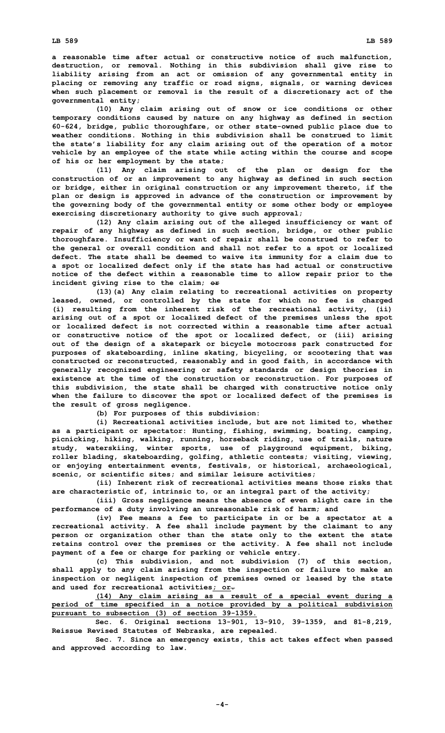a reasonable time after actual or constructive notice of such malfunction, destruction, or removal. Nothing in this subdivision shall give rise to liability arising from an act or omission of any governmental entity in placing or removing any traffic or road signs, signals, or warning devices when such placement or removal is the result of a discretionary act of the governmental entity;

(10) Any claim arising out of snow or ice conditions or other temporary conditions caused by nature on any highway as defined in section 60-624, bridge, public thoroughfare, or other state-owned public place due to weather conditions. Nothing in this subdivision shall be construed to limit the state's liability for any claim arising out of the operation of a motor vehicle by an employee of the state while acting within the course and scope of his or her employment by the state;

(11) Any claim arising out of the plan or design for the construction of or an improvement to any highway as defined in such section or bridge, either in original construction or any improvement thereto, if the plan or design is approved in advance of the construction or improvement by the governing body of the governmental entity or some other body or employee exercising discretionary authority to give such approval;

(12) Any claim arising out of the alleged insufficiency or want of repair of any highway as defined in such section, bridge, or other public thoroughfare. Insufficiency or want of repair shall be construed to refer to the general or overall condition and shall not refer to a spot or localized defect. The state shall be deemed to waive its immunity for a claim due to a spot or localized defect only if the state has had actual or constructive notice of the defect within a reasonable time to allow repair prior to the incident giving rise to the claim; ~~or~~

(13)(a) Any claim relating to recreational activities on property leased, owned, or controlled by the state for which no fee is charged (i) resulting from the inherent risk of the recreational activity, (ii) arising out of a spot or localized defect of the premises unless the spot or localized defect is not corrected within a reasonable time after actual or constructive notice of the spot or localized defect, or (iii) arising out of the design of a skatepark or bicycle motocross park constructed for purposes of skateboarding, inline skating, bicycling, or scootering that was constructed or reconstructed, reasonably and in good faith, in accordance with generally recognized engineering or safety standards or design theories in existence at the time of the construction or reconstruction. For purposes of this subdivision, the state shall be charged with constructive notice only when the failure to discover the spot or localized defect of the premises is the result of gross negligence.

(b) For purposes of this subdivision:

(i) Recreational activities include, but are not limited to, whether as a participant or spectator: Hunting, fishing, swimming, boating, camping, picnicking, hiking, walking, running, horseback riding, use of trails, nature study, waterskiing, winter sports, use of playground equipment, biking, roller blading, skateboarding, golfing, athletic contests; visiting, viewing, or enjoying entertainment events, festivals, or historical, archaeological, scenic, or scientific sites; and similar leisure activities;

(ii) Inherent risk of recreational activities means those risks that are characteristic of, intrinsic to, or an integral part of the activity;

(iii) Gross negligence means the absence of even slight care in the performance of a duty involving an unreasonable risk of harm; and

(iv) Fee means a fee to participate in or be a spectator at a recreational activity. A fee shall include payment by the claimant to any person or organization other than the state only to the extent the state retains control over the premises or the activity. A fee shall not include payment of a fee or charge for parking or vehicle entry.

(c) This subdivision, and not subdivision (7) of this section, shall apply to any claim arising from the inspection or failure to make an inspection or negligent inspection of premises owned or leased by the state and used for recreational activities<u>; or</u>~~.~~

<u>(14) Any claim arising as a result of a special event during a period of time specified in a notice provided by a political subdivision pursuant to subsection (3) of section 39-1359.</u>

Sec. 6. Original sections 13-901, 13-910, 39-1359, and 81-8,219, Reissue Revised Statutes of Nebraska, are repealed.

Sec. 7. Since an emergency exists, this act takes effect when passed and approved according to law.